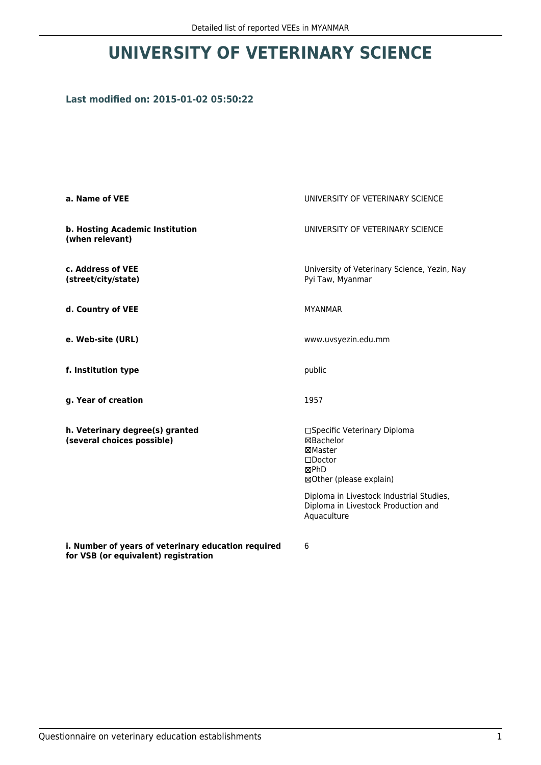# UNIVERSITY OF VETERINARY SCIENCE

### Last modified on: 2015-01-02 05:50:22

| | |
|---|---|
| **a. Name of VEE** | UNIVERSITY OF VETERINARY SCIENCE |
| **b. Hosting Academic Institution (when relevant)** | UNIVERSITY OF VETERINARY SCIENCE |
| **c. Address of VEE (street/city/state)** | University of Veterinary Science, Yezin, Nay Pyi Taw, Myanmar |
| **d. Country of VEE** | MYANMAR |
| **e. Web-site (URL)** | www.uvsyezin.edu.mm |
| **f. Institution type** | public |
| **g. Year of creation** | 1957 |
| **h. Veterinary degree(s) granted (several choices possible)** | ☐Specific Veterinary Diploma<br>☒Bachelor<br>☒Master<br>☐Doctor<br>☒PhD<br>☒Other (please explain)<br><br>Diploma in Livestock Industrial Studies, Diploma in Livestock Production and Aquaculture |
| **i. Number of years of veterinary education required for VSB (or equivalent) registration** | 6 |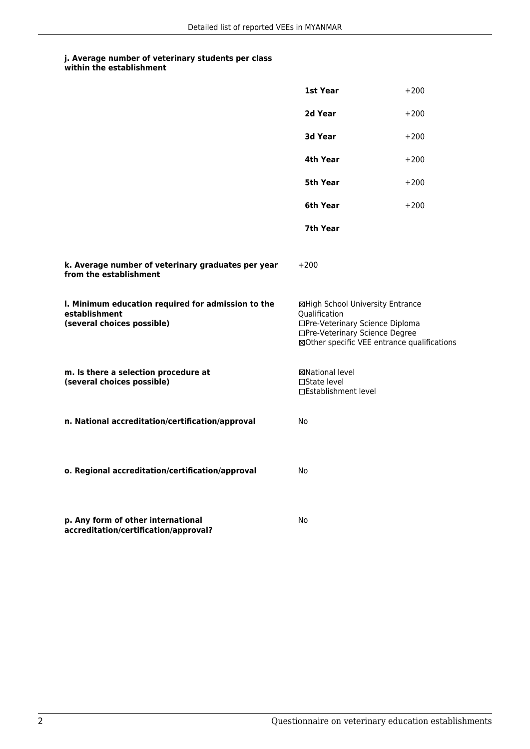**j. Average number of veterinary students per class within the establishment**

| | |
|---|---|
| **1st Year** | +200 |
| **2d Year** | +200 |
| **3d Year** | +200 |
| **4th Year** | +200 |
| **5th Year** | +200 |
| **6th Year** | +200 |
| **7th Year** | |

**k. Average number of veterinary graduates per year from the establishment**

+200

**l. Minimum education required for admission to the establishment (several choices possible)**

☒High School University Entrance Qualification
☐Pre-Veterinary Science Diploma
☐Pre-Veterinary Science Degree
☒Other specific VEE entrance qualifications

**m. Is there a selection procedure at (several choices possible)**

☒National level
☐State level
☐Establishment level

**n. National accreditation/certification/approval**

No

**o. Regional accreditation/certification/approval**

No

**p. Any form of other international accreditation/certification/approval?**

No